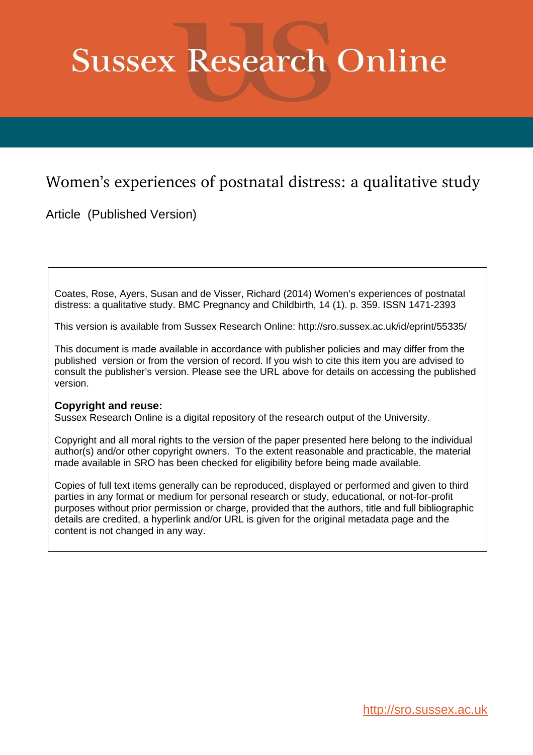# Sussex Research Online

## Women's experiences of postnatal distress: a qualitative study

Article (Published Version)

Coates, Rose, Ayers, Susan and de Visser, Richard (2014) Women's experiences of postnatal distress: a qualitative study. BMC Pregnancy and Childbirth, 14 (1). p. 359. ISSN 1471-2393

This version is available from Sussex Research Online: http://sro.sussex.ac.uk/id/eprint/55335/

This document is made available in accordance with publisher policies and may differ from the published version or from the version of record. If you wish to cite this item you are advised to consult the publisher's version. Please see the URL above for details on accessing the published version.

**Copyright and reuse:**
Sussex Research Online is a digital repository of the research output of the University.

Copyright and all moral rights to the version of the paper presented here belong to the individual author(s) and/or other copyright owners. To the extent reasonable and practicable, the material made available in SRO has been checked for eligibility before being made available.

Copies of full text items generally can be reproduced, displayed or performed and given to third parties in any format or medium for personal research or study, educational, or not-for-profit purposes without prior permission or charge, provided that the authors, title and full bibliographic details are credited, a hyperlink and/or URL is given for the original metadata page and the content is not changed in any way.

http://sro.sussex.ac.uk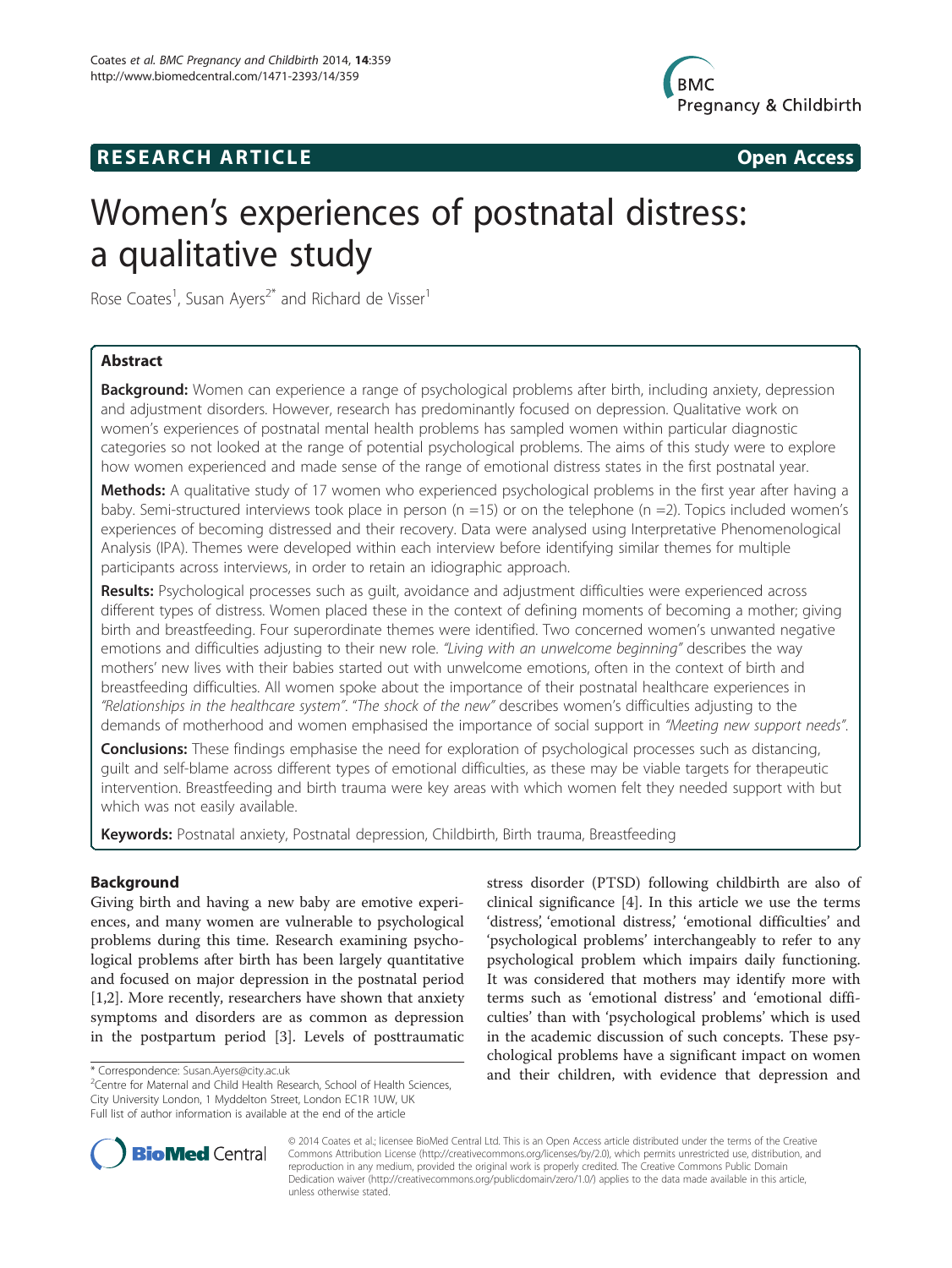# Women's experiences of postnatal distress: a qualitative study

Rose Coates[1], Susan Ayers[2*] and Richard de Visser[1]

## Abstract

**Background:** Women can experience a range of psychological problems after birth, including anxiety, depression and adjustment disorders. However, research has predominantly focused on depression. Qualitative work on women's experiences of postnatal mental health problems has sampled women within particular diagnostic categories so not looked at the range of potential psychological problems. The aims of this study were to explore how women experienced and made sense of the range of emotional distress states in the first postnatal year.

**Methods:** A qualitative study of 17 women who experienced psychological problems in the first year after having a baby. Semi-structured interviews took place in person (n =15) or on the telephone (n =2). Topics included women's experiences of becoming distressed and their recovery. Data were analysed using Interpretative Phenomenological Analysis (IPA). Themes were developed within each interview before identifying similar themes for multiple participants across interviews, in order to retain an idiographic approach.

**Results:** Psychological processes such as guilt, avoidance and adjustment difficulties were experienced across different types of distress. Women placed these in the context of defining moments of becoming a mother; giving birth and breastfeeding. Four superordinate themes were identified. Two concerned women's unwanted negative emotions and difficulties adjusting to their new role. *"Living with an unwelcome beginning"* describes the way mothers' new lives with their babies started out with unwelcome emotions, often in the context of birth and breastfeeding difficulties. All women spoke about the importance of their postnatal healthcare experiences in *"Relationships in the healthcare system"*. *"The shock of the new"* describes women's difficulties adjusting to the demands of motherhood and women emphasised the importance of social support in *"Meeting new support needs"*.

**Conclusions:** These findings emphasise the need for exploration of psychological processes such as distancing, guilt and self-blame across different types of emotional difficulties, as these may be viable targets for therapeutic intervention. Breastfeeding and birth trauma were key areas with which women felt they needed support with but which was not easily available.

**Keywords:** Postnatal anxiety, Postnatal depression, Childbirth, Birth trauma, Breastfeeding

## Background

Giving birth and having a new baby are emotive experiences, and many women are vulnerable to psychological problems during this time. Research examining psychological problems after birth has been largely quantitative and focused on major depression in the postnatal period [1,2]. More recently, researchers have shown that anxiety symptoms and disorders are as common as depression in the postpartum period [3]. Levels of posttraumatic stress disorder (PTSD) following childbirth are also of clinical significance [4]. In this article we use the terms 'distress', 'emotional distress,' 'emotional difficulties' and 'psychological problems' interchangeably to refer to any psychological problem which impairs daily functioning. It was considered that mothers may identify more with terms such as 'emotional distress' and 'emotional difficulties' than with 'psychological problems' which is used in the academic discussion of such concepts. These psychological problems have a significant impact on women and their children, with evidence that depression and

\* Correspondence: Susan.Ayers@city.ac.uk
[2]Centre for Maternal and Child Health Research, School of Health Sciences, City University London, 1 Myddelton Street, London EC1R 1UW, UK
Full list of author information is available at the end of the article

© 2014 Coates et al.; licensee BioMed Central Ltd. This is an Open Access article distributed under the terms of the Creative Commons Attribution License (http://creativecommons.org/licenses/by/2.0), which permits unrestricted use, distribution, and reproduction in any medium, provided the original work is properly credited. The Creative Commons Public Domain Dedication waiver (http://creativecommons.org/publicdomain/zero/1.0/) applies to the data made available in this article, unless otherwise stated.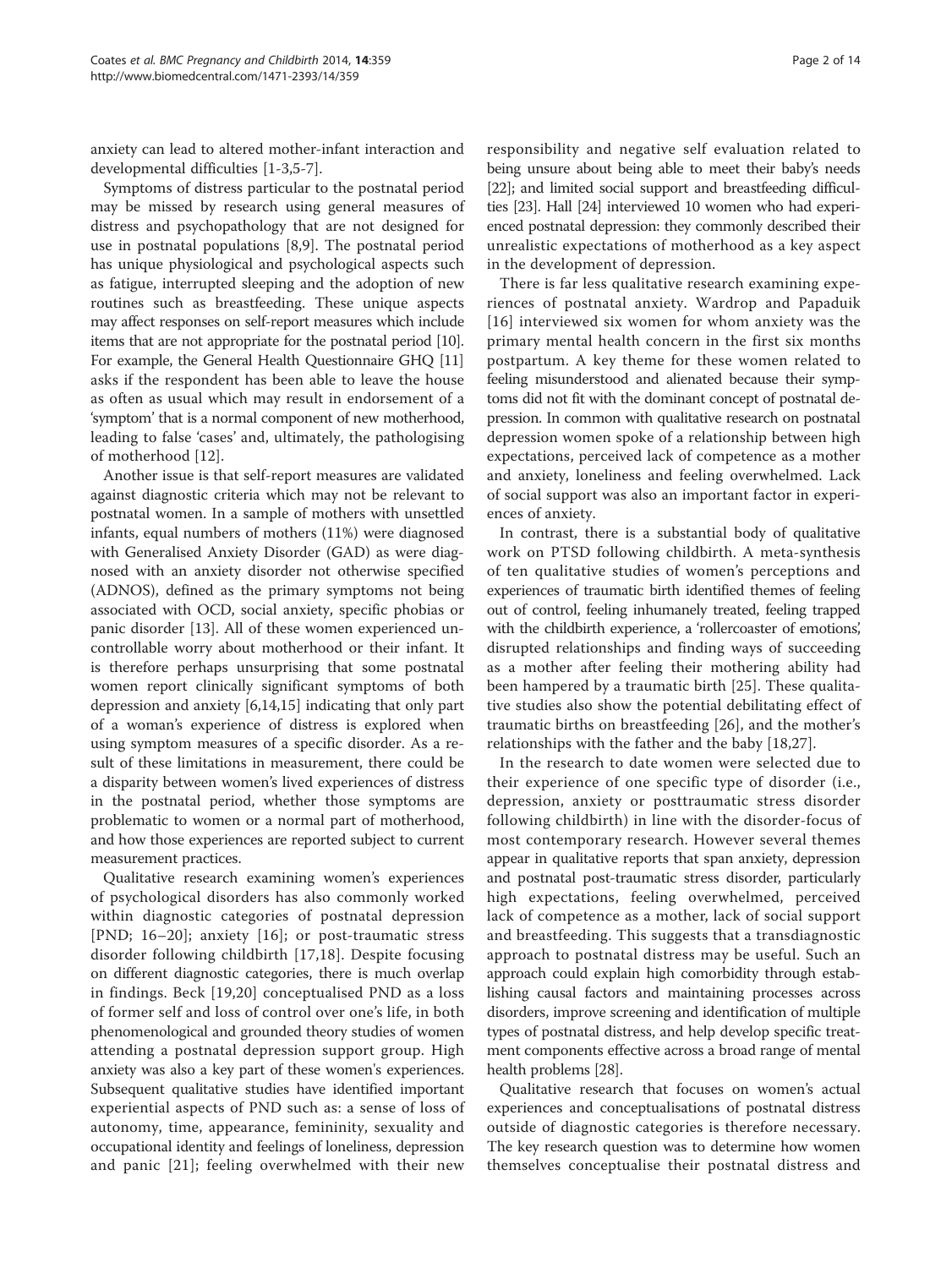anxiety can lead to altered mother-infant interaction and developmental difficulties [1-3,5-7].

Symptoms of distress particular to the postnatal period may be missed by research using general measures of distress and psychopathology that are not designed for use in postnatal populations [8,9]. The postnatal period has unique physiological and psychological aspects such as fatigue, interrupted sleeping and the adoption of new routines such as breastfeeding. These unique aspects may affect responses on self-report measures which include items that are not appropriate for the postnatal period [10]. For example, the General Health Questionnaire GHQ [11] asks if the respondent has been able to leave the house as often as usual which may result in endorsement of a 'symptom' that is a normal component of new motherhood, leading to false 'cases' and, ultimately, the pathologising of motherhood [12].

Another issue is that self-report measures are validated against diagnostic criteria which may not be relevant to postnatal women. In a sample of mothers with unsettled infants, equal numbers of mothers (11%) were diagnosed with Generalised Anxiety Disorder (GAD) as were diagnosed with an anxiety disorder not otherwise specified (ADNOS), defined as the primary symptoms not being associated with OCD, social anxiety, specific phobias or panic disorder [13]. All of these women experienced uncontrollable worry about motherhood or their infant. It is therefore perhaps unsurprising that some postnatal women report clinically significant symptoms of both depression and anxiety [6,14,15] indicating that only part of a woman's experience of distress is explored when using symptom measures of a specific disorder. As a result of these limitations in measurement, there could be a disparity between women's lived experiences of distress in the postnatal period, whether those symptoms are problematic to women or a normal part of motherhood, and how those experiences are reported subject to current measurement practices.

Qualitative research examining women's experiences of psychological disorders has also commonly worked within diagnostic categories of postnatal depression [PND; 16–20]; anxiety [16]; or post-traumatic stress disorder following childbirth [17,18]. Despite focusing on different diagnostic categories, there is much overlap in findings. Beck [19,20] conceptualised PND as a loss of former self and loss of control over one's life, in both phenomenological and grounded theory studies of women attending a postnatal depression support group. High anxiety was also a key part of these women's experiences. Subsequent qualitative studies have identified important experiential aspects of PND such as: a sense of loss of autonomy, time, appearance, femininity, sexuality and occupational identity and feelings of loneliness, depression and panic [21]; feeling overwhelmed with their new responsibility and negative self evaluation related to being unsure about being able to meet their baby's needs [22]; and limited social support and breastfeeding difficulties [23]. Hall [24] interviewed 10 women who had experienced postnatal depression: they commonly described their unrealistic expectations of motherhood as a key aspect in the development of depression.

There is far less qualitative research examining experiences of postnatal anxiety. Wardrop and Papaduik [16] interviewed six women for whom anxiety was the primary mental health concern in the first six months postpartum. A key theme for these women related to feeling misunderstood and alienated because their symptoms did not fit with the dominant concept of postnatal depression. In common with qualitative research on postnatal depression women spoke of a relationship between high expectations, perceived lack of competence as a mother and anxiety, loneliness and feeling overwhelmed. Lack of social support was also an important factor in experiences of anxiety.

In contrast, there is a substantial body of qualitative work on PTSD following childbirth. A meta-synthesis of ten qualitative studies of women's perceptions and experiences of traumatic birth identified themes of feeling out of control, feeling inhumanely treated, feeling trapped with the childbirth experience, a 'rollercoaster of emotions', disrupted relationships and finding ways of succeeding as a mother after feeling their mothering ability had been hampered by a traumatic birth [25]. These qualitative studies also show the potential debilitating effect of traumatic births on breastfeeding [26], and the mother's relationships with the father and the baby [18,27].

In the research to date women were selected due to their experience of one specific type of disorder (i.e., depression, anxiety or posttraumatic stress disorder following childbirth) in line with the disorder-focus of most contemporary research. However several themes appear in qualitative reports that span anxiety, depression and postnatal post-traumatic stress disorder, particularly high expectations, feeling overwhelmed, perceived lack of competence as a mother, lack of social support and breastfeeding. This suggests that a transdiagnostic approach to postnatal distress may be useful. Such an approach could explain high comorbidity through establishing causal factors and maintaining processes across disorders, improve screening and identification of multiple types of postnatal distress, and help develop specific treatment components effective across a broad range of mental health problems [28].

Qualitative research that focuses on women's actual experiences and conceptualisations of postnatal distress outside of diagnostic categories is therefore necessary. The key research question was to determine how women themselves conceptualise their postnatal distress and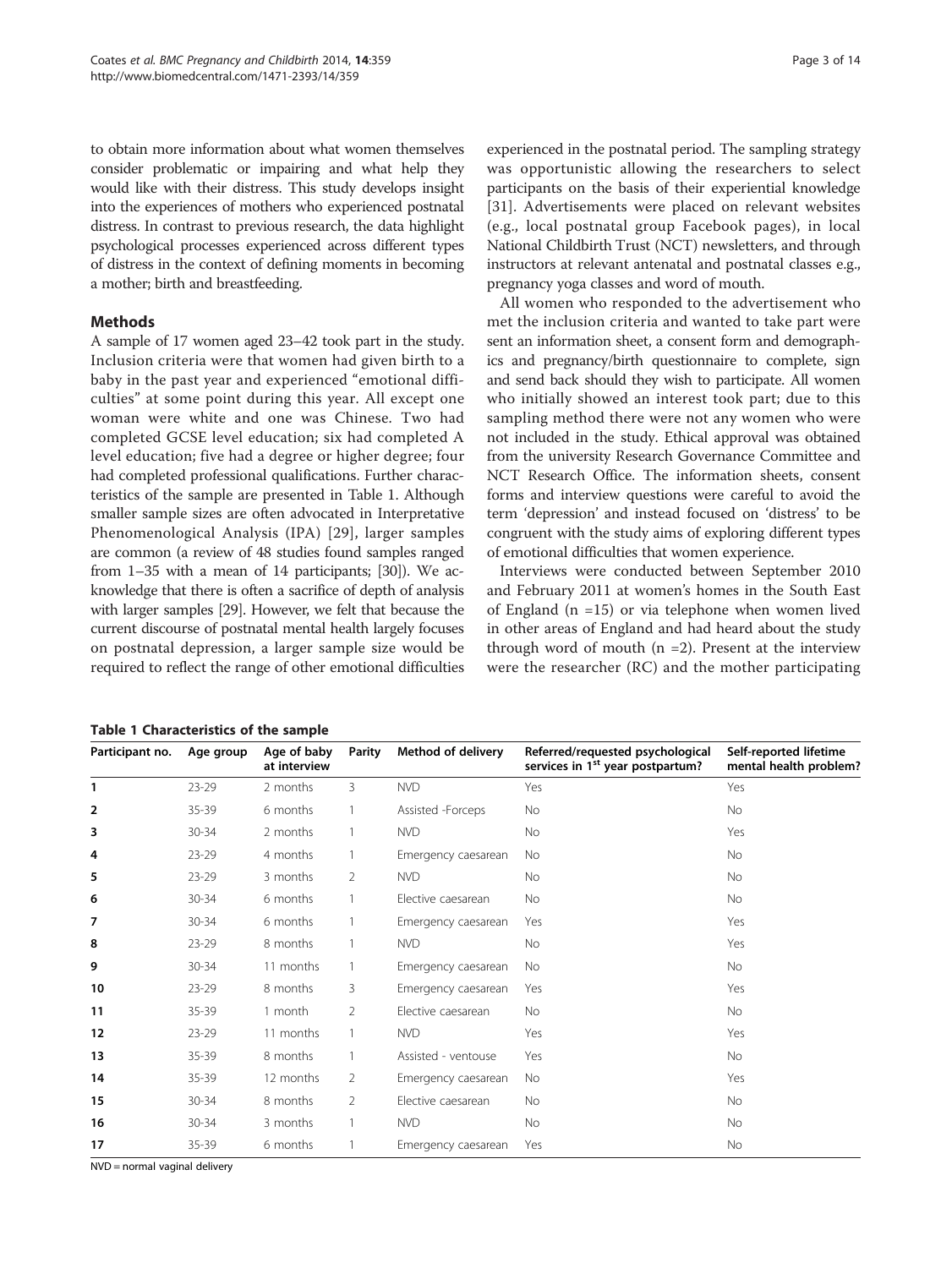to obtain more information about what women themselves consider problematic or impairing and what help they would like with their distress. This study develops insight into the experiences of mothers who experienced postnatal distress. In contrast to previous research, the data highlight psychological processes experienced across different types of distress in the context of defining moments in becoming a mother; birth and breastfeeding.

## Methods

A sample of 17 women aged 23–42 took part in the study. Inclusion criteria were that women had given birth to a baby in the past year and experienced "emotional difficulties" at some point during this year. All except one woman were white and one was Chinese. Two had completed GCSE level education; six had completed A level education; five had a degree or higher degree; four had completed professional qualifications. Further characteristics of the sample are presented in Table 1. Although smaller sample sizes are often advocated in Interpretative Phenomenological Analysis (IPA) [29], larger samples are common (a review of 48 studies found samples ranged from 1–35 with a mean of 14 participants; [30]). We acknowledge that there is often a sacrifice of depth of analysis with larger samples [29]. However, we felt that because the current discourse of postnatal mental health largely focuses on postnatal depression, a larger sample size would be required to reflect the range of other emotional difficulties experienced in the postnatal period. The sampling strategy was opportunistic allowing the researchers to select participants on the basis of their experiential knowledge [31]. Advertisements were placed on relevant websites (e.g., local postnatal group Facebook pages), in local National Childbirth Trust (NCT) newsletters, and through instructors at relevant antenatal and postnatal classes e.g., pregnancy yoga classes and word of mouth.

All women who responded to the advertisement who met the inclusion criteria and wanted to take part were sent an information sheet, a consent form and demographics and pregnancy/birth questionnaire to complete, sign and send back should they wish to participate. All women who initially showed an interest took part; due to this sampling method there were not any women who were not included in the study. Ethical approval was obtained from the university Research Governance Committee and NCT Research Office. The information sheets, consent forms and interview questions were careful to avoid the term 'depression' and instead focused on 'distress' to be congruent with the study aims of exploring different types of emotional difficulties that women experience.

Interviews were conducted between September 2010 and February 2011 at women's homes in the South East of England (n =15) or via telephone when women lived in other areas of England and had heard about the study through word of mouth (n =2). Present at the interview were the researcher (RC) and the mother participating

**Table 1 Characteristics of the sample**

| Participant no. | Age group | Age of baby at interview | Parity | Method of delivery | Referred/requested psychological services in 1st year postpartum? | Self-reported lifetime mental health problem? |
|---|---|---|---|---|---|---|
| 1 | 23-29 | 2 months | 3 | NVD | Yes | Yes |
| 2 | 35-39 | 6 months | 1 | Assisted -Forceps | No | No |
| 3 | 30-34 | 2 months | 1 | NVD | No | Yes |
| 4 | 23-29 | 4 months | 1 | Emergency caesarean | No | No |
| 5 | 23-29 | 3 months | 2 | NVD | No | No |
| 6 | 30-34 | 6 months | 1 | Elective caesarean | No | No |
| 7 | 30-34 | 6 months | 1 | Emergency caesarean | Yes | Yes |
| 8 | 23-29 | 8 months | 1 | NVD | No | Yes |
| 9 | 30-34 | 11 months | 1 | Emergency caesarean | No | No |
| 10 | 23-29 | 8 months | 3 | Emergency caesarean | Yes | Yes |
| 11 | 35-39 | 1 month | 2 | Elective caesarean | No | No |
| 12 | 23-29 | 11 months | 1 | NVD | Yes | Yes |
| 13 | 35-39 | 8 months | 1 | Assisted - ventouse | Yes | No |
| 14 | 35-39 | 12 months | 2 | Emergency caesarean | No | Yes |
| 15 | 30-34 | 8 months | 2 | Elective caesarean | No | No |
| 16 | 30-34 | 3 months | 1 | NVD | No | No |
| 17 | 35-39 | 6 months | 1 | Emergency caesarean | Yes | No |

NVD = normal vaginal delivery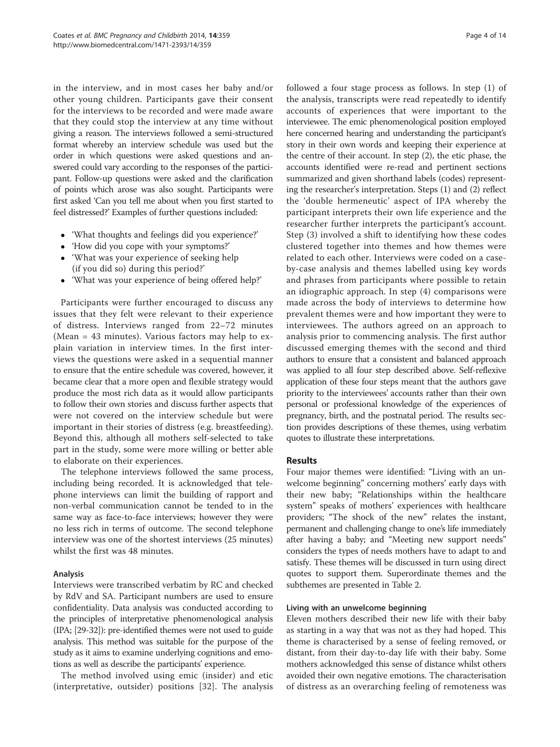in the interview, and in most cases her baby and/or other young children. Participants gave their consent for the interviews to be recorded and were made aware that they could stop the interview at any time without giving a reason. The interviews followed a semi-structured format whereby an interview schedule was used but the order in which questions were asked questions and answered could vary according to the responses of the participant. Follow-up questions were asked and the clarification of points which arose was also sought. Participants were first asked 'Can you tell me about when you first started to feel distressed?' Examples of further questions included:

- 'What thoughts and feelings did you experience?'
- 'How did you cope with your symptoms?'
- 'What was your experience of seeking help (if you did so) during this period?'
- 'What was your experience of being offered help?'

Participants were further encouraged to discuss any issues that they felt were relevant to their experience of distress. Interviews ranged from 22–72 minutes (Mean = 43 minutes). Various factors may help to explain variation in interview times. In the first interviews the questions were asked in a sequential manner to ensure that the entire schedule was covered, however, it became clear that a more open and flexible strategy would produce the most rich data as it would allow participants to follow their own stories and discuss further aspects that were not covered on the interview schedule but were important in their stories of distress (e.g. breastfeeding). Beyond this, although all mothers self-selected to take part in the study, some were more willing or better able to elaborate on their experiences.

The telephone interviews followed the same process, including being recorded. It is acknowledged that telephone interviews can limit the building of rapport and non-verbal communication cannot be tended to in the same way as face-to-face interviews; however they were no less rich in terms of outcome. The second telephone interview was one of the shortest interviews (25 minutes) whilst the first was 48 minutes.

### Analysis

Interviews were transcribed verbatim by RC and checked by RdV and SA. Participant numbers are used to ensure confidentiality. Data analysis was conducted according to the principles of interpretative phenomenological analysis (IPA; [29-32]): pre-identified themes were not used to guide analysis. This method was suitable for the purpose of the study as it aims to examine underlying cognitions and emotions as well as describe the participants' experience.

The method involved using emic (insider) and etic (interpretative, outsider) positions [32]. The analysis followed a four stage process as follows. In step (1) of the analysis, transcripts were read repeatedly to identify accounts of experiences that were important to the interviewee. The emic phenomenological position employed here concerned hearing and understanding the participant's story in their own words and keeping their experience at the centre of their account. In step (2), the etic phase, the accounts identified were re-read and pertinent sections summarized and given shorthand labels (codes) representing the researcher's interpretation. Steps (1) and (2) reflect the 'double hermeneutic' aspect of IPA whereby the participant interprets their own life experience and the researcher further interprets the participant's account. Step (3) involved a shift to identifying how these codes clustered together into themes and how themes were related to each other. Interviews were coded on a case-by-case analysis and themes labelled using key words and phrases from participants where possible to retain an idiographic approach. In step (4) comparisons were made across the body of interviews to determine how prevalent themes were and how important they were to interviewees. The authors agreed on an approach to analysis prior to commencing analysis. The first author discussed emerging themes with the second and third authors to ensure that a consistent and balanced approach was applied to all four step described above. Self-reflexive application of these four steps meant that the authors gave priority to the interviewees' accounts rather than their own personal or professional knowledge of the experiences of pregnancy, birth, and the postnatal period. The results section provides descriptions of these themes, using verbatim quotes to illustrate these interpretations.

## Results

Four major themes were identified: "Living with an unwelcome beginning" concerning mothers' early days with their new baby; "Relationships within the healthcare system" speaks of mothers' experiences with healthcare providers; "The shock of the new" relates the instant, permanent and challenging change to one's life immediately after having a baby; and "Meeting new support needs" considers the types of needs mothers have to adapt to and satisfy. These themes will be discussed in turn using direct quotes to support them. Superordinate themes and the subthemes are presented in Table 2.

### Living with an unwelcome beginning

Eleven mothers described their new life with their baby as starting in a way that was not as they had hoped. This theme is characterised by a sense of feeling removed, or distant, from their day-to-day life with their baby. Some mothers acknowledged this sense of distance whilst others avoided their own negative emotions. The characterisation of distress as an overarching feeling of remoteness was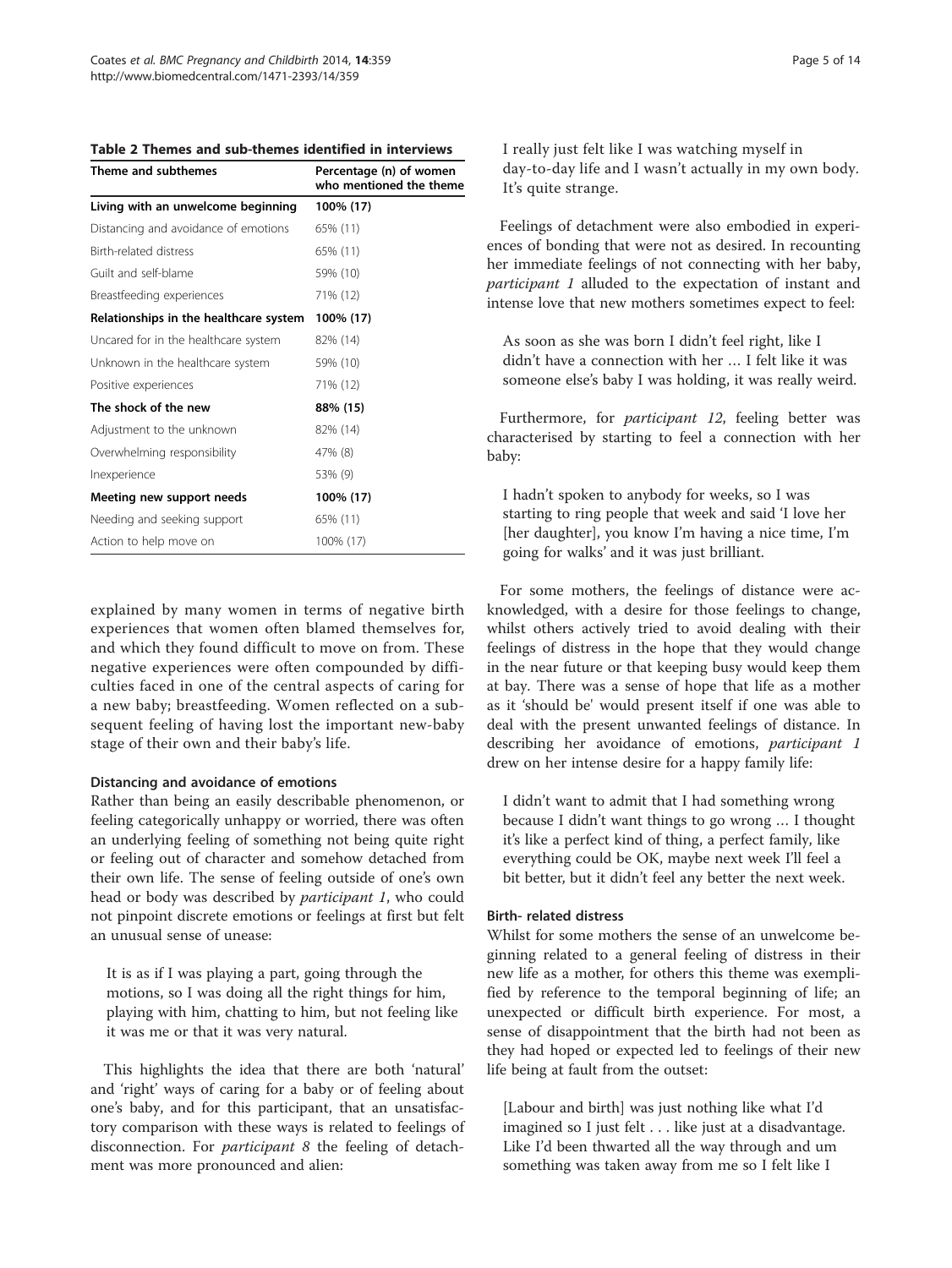**Table 2 Themes and sub-themes identified in interviews**

| Theme and subthemes | Percentage (n) of women who mentioned the theme |
|---|---|
| **Living with an unwelcome beginning** | **100% (17)** |
| Distancing and avoidance of emotions | 65% (11) |
| Birth-related distress | 65% (11) |
| Guilt and self-blame | 59% (10) |
| Breastfeeding experiences | 71% (12) |
| **Relationships in the healthcare system** | **100% (17)** |
| Uncared for in the healthcare system | 82% (14) |
| Unknown in the healthcare system | 59% (10) |
| Positive experiences | 71% (12) |
| **The shock of the new** | **88% (15)** |
| Adjustment to the unknown | 82% (14) |
| Overwhelming responsibility | 47% (8) |
| Inexperience | 53% (9) |
| **Meeting new support needs** | **100% (17)** |
| Needing and seeking support | 65% (11) |
| Action to help move on | 100% (17) |

explained by many women in terms of negative birth experiences that women often blamed themselves for, and which they found difficult to move on from. These negative experiences were often compounded by difficulties faced in one of the central aspects of caring for a new baby; breastfeeding. Women reflected on a subsequent feeling of having lost the important new-baby stage of their own and their baby's life.

### Distancing and avoidance of emotions

Rather than being an easily describable phenomenon, or feeling categorically unhappy or worried, there was often an underlying feeling of something not being quite right or feeling out of character and somehow detached from their own life. The sense of feeling outside of one's own head or body was described by *participant 1*, who could not pinpoint discrete emotions or feelings at first but felt an unusual sense of unease:

> It is as if I was playing a part, going through the motions, so I was doing all the right things for him, playing with him, chatting to him, but not feeling like it was me or that it was very natural.

This highlights the idea that there are both 'natural' and 'right' ways of caring for a baby or of feeling about one's baby, and for this participant, that an unsatisfactory comparison with these ways is related to feelings of disconnection. For *participant 8* the feeling of detachment was more pronounced and alien:

> I really just felt like I was watching myself in day-to-day life and I wasn't actually in my own body. It's quite strange.

Feelings of detachment were also embodied in experiences of bonding that were not as desired. In recounting her immediate feelings of not connecting with her baby, *participant 1* alluded to the expectation of instant and intense love that new mothers sometimes expect to feel:

> As soon as she was born I didn't feel right, like I didn't have a connection with her … I felt like it was someone else's baby I was holding, it was really weird.

Furthermore, for *participant 12*, feeling better was characterised by starting to feel a connection with her baby:

> I hadn't spoken to anybody for weeks, so I was starting to ring people that week and said 'I love her [her daughter], you know I'm having a nice time, I'm going for walks' and it was just brilliant.

For some mothers, the feelings of distance were acknowledged, with a desire for those feelings to change, whilst others actively tried to avoid dealing with their feelings of distress in the hope that they would change in the near future or that keeping busy would keep them at bay. There was a sense of hope that life as a mother as it 'should be' would present itself if one was able to deal with the present unwanted feelings of distance. In describing her avoidance of emotions, *participant 1* drew on her intense desire for a happy family life:

> I didn't want to admit that I had something wrong because I didn't want things to go wrong … I thought it's like a perfect kind of thing, a perfect family, like everything could be OK, maybe next week I'll feel a bit better, but it didn't feel any better the next week.

### Birth- related distress

Whilst for some mothers the sense of an unwelcome beginning related to a general feeling of distress in their new life as a mother, for others this theme was exemplified by reference to the temporal beginning of life; an unexpected or difficult birth experience. For most, a sense of disappointment that the birth had not been as they had hoped or expected led to feelings of their new life being at fault from the outset:

> [Labour and birth] was just nothing like what I'd imagined so I just felt . . . like just at a disadvantage. Like I'd been thwarted all the way through and um something was taken away from me so I felt like I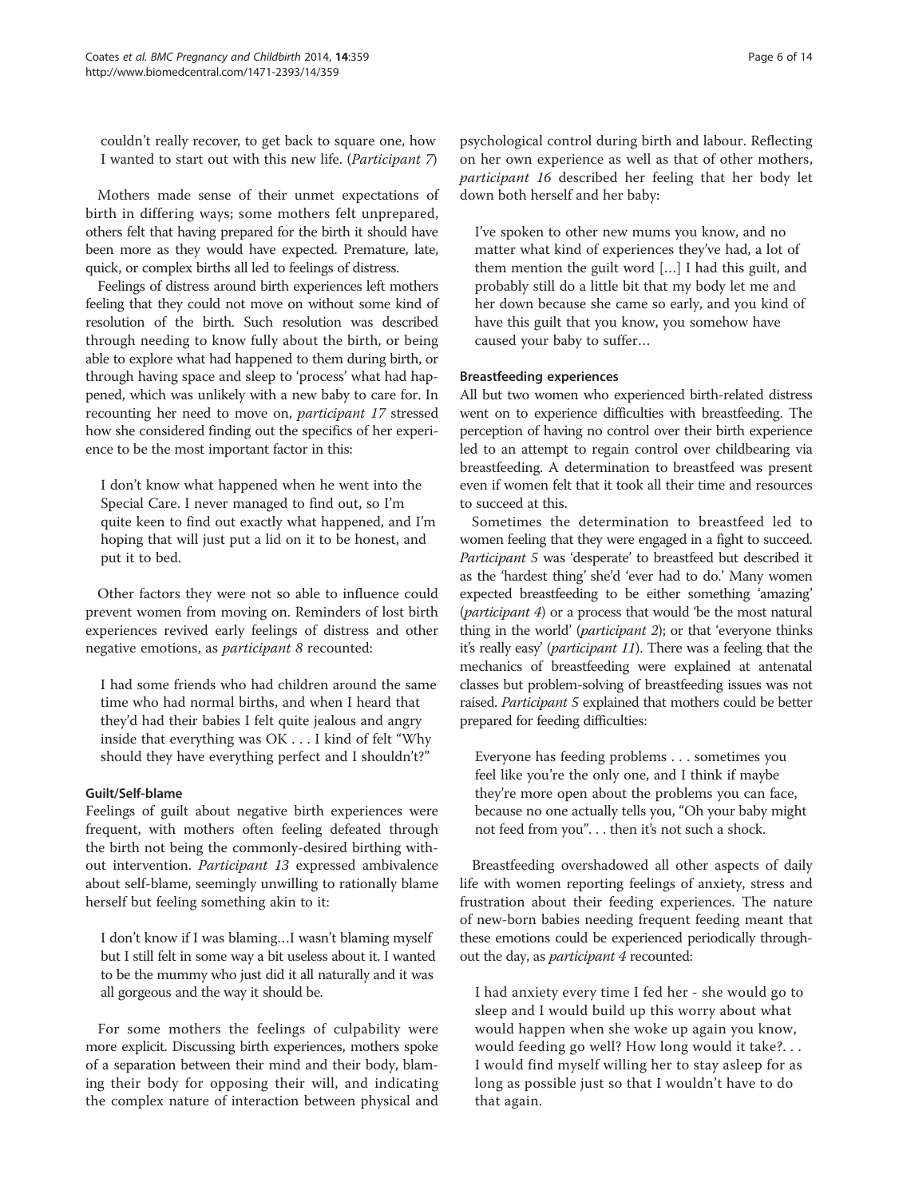couldn't really recover, to get back to square one, how I wanted to start out with this new life. (*Participant 7*)

Mothers made sense of their unmet expectations of birth in differing ways; some mothers felt unprepared, others felt that having prepared for the birth it should have been more as they would have expected. Premature, late, quick, or complex births all led to feelings of distress.

Feelings of distress around birth experiences left mothers feeling that they could not move on without some kind of resolution of the birth. Such resolution was described through needing to know fully about the birth, or being able to explore what had happened to them during birth, or through having space and sleep to 'process' what had happened, which was unlikely with a new baby to care for. In recounting her need to move on, *participant 17* stressed how she considered finding out the specifics of her experience to be the most important factor in this:

> I don't know what happened when he went into the Special Care. I never managed to find out, so I'm quite keen to find out exactly what happened, and I'm hoping that will just put a lid on it to be honest, and put it to bed.

Other factors they were not so able to influence could prevent women from moving on. Reminders of lost birth experiences revived early feelings of distress and other negative emotions, as *participant 8* recounted:

> I had some friends who had children around the same time who had normal births, and when I heard that they'd had their babies I felt quite jealous and angry inside that everything was OK . . . I kind of felt "Why should they have everything perfect and I shouldn't?"

#### Guilt/Self-blame

Feelings of guilt about negative birth experiences were frequent, with mothers often feeling defeated through the birth not being the commonly-desired birthing without intervention. *Participant 13* expressed ambivalence about self-blame, seemingly unwilling to rationally blame herself but feeling something akin to it:

> I don't know if I was blaming…I wasn't blaming myself but I still felt in some way a bit useless about it. I wanted to be the mummy who just did it all naturally and it was all gorgeous and the way it should be.

For some mothers the feelings of culpability were more explicit. Discussing birth experiences, mothers spoke of a separation between their mind and their body, blaming their body for opposing their will, and indicating the complex nature of interaction between physical and psychological control during birth and labour. Reflecting on her own experience as well as that of other mothers, *participant 16* described her feeling that her body let down both herself and her baby:

> I've spoken to other new mums you know, and no matter what kind of experiences they've had, a lot of them mention the guilt word […] I had this guilt, and probably still do a little bit that my body let me and her down because she came so early, and you kind of have this guilt that you know, you somehow have caused your baby to suffer…

#### Breastfeeding experiences

All but two women who experienced birth-related distress went on to experience difficulties with breastfeeding. The perception of having no control over their birth experience led to an attempt to regain control over childbearing via breastfeeding. A determination to breastfeed was present even if women felt that it took all their time and resources to succeed at this.

Sometimes the determination to breastfeed led to women feeling that they were engaged in a fight to succeed. *Participant 5* was 'desperate' to breastfeed but described it as the 'hardest thing' she'd 'ever had to do.' Many women expected breastfeeding to be either something 'amazing' (*participant 4*) or a process that would 'be the most natural thing in the world' (*participant 2*); or that 'everyone thinks it's really easy' (*participant 11*). There was a feeling that the mechanics of breastfeeding were explained at antenatal classes but problem-solving of breastfeeding issues was not raised. *Participant 5* explained that mothers could be better prepared for feeding difficulties:

> Everyone has feeding problems . . . sometimes you feel like you're the only one, and I think if maybe they're more open about the problems you can face, because no one actually tells you, "Oh your baby might not feed from you". . . then it's not such a shock.

Breastfeeding overshadowed all other aspects of daily life with women reporting feelings of anxiety, stress and frustration about their feeding experiences. The nature of new-born babies needing frequent feeding meant that these emotions could be experienced periodically throughout the day, as *participant 4* recounted:

> I had anxiety every time I fed her - she would go to sleep and I would build up this worry about what would happen when she woke up again you know, would feeding go well? How long would it take?. . . I would find myself willing her to stay asleep for as long as possible just so that I wouldn't have to do that again.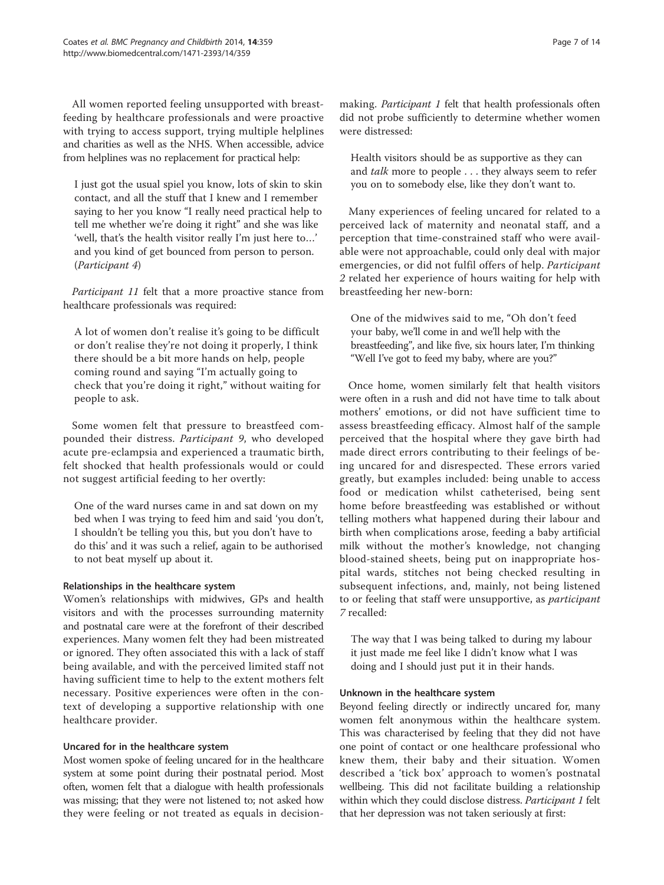All women reported feeling unsupported with breastfeeding by healthcare professionals and were proactive with trying to access support, trying multiple helplines and charities as well as the NHS. When accessible, advice from helplines was no replacement for practical help:

> I just got the usual spiel you know, lots of skin to skin contact, and all the stuff that I knew and I remember saying to her you know "I really need practical help to tell me whether we're doing it right" and she was like 'well, that's the health visitor really I'm just here to…' and you kind of get bounced from person to person. (*Participant 4*)

*Participant 11* felt that a more proactive stance from healthcare professionals was required:

> A lot of women don't realise it's going to be difficult or don't realise they're not doing it properly, I think there should be a bit more hands on help, people coming round and saying "I'm actually going to check that you're doing it right," without waiting for people to ask.

Some women felt that pressure to breastfeed compounded their distress. *Participant 9*, who developed acute pre-eclampsia and experienced a traumatic birth, felt shocked that health professionals would or could not suggest artificial feeding to her overtly:

> One of the ward nurses came in and sat down on my bed when I was trying to feed him and said 'you don't, I shouldn't be telling you this, but you don't have to do this' and it was such a relief, again to be authorised to not beat myself up about it.

#### Relationships in the healthcare system

Women's relationships with midwives, GPs and health visitors and with the processes surrounding maternity and postnatal care were at the forefront of their described experiences. Many women felt they had been mistreated or ignored. They often associated this with a lack of staff being available, and with the perceived limited staff not having sufficient time to help to the extent mothers felt necessary. Positive experiences were often in the context of developing a supportive relationship with one healthcare provider.

#### Uncared for in the healthcare system

Most women spoke of feeling uncared for in the healthcare system at some point during their postnatal period. Most often, women felt that a dialogue with health professionals was missing; that they were not listened to; not asked how they were feeling or not treated as equals in decision-making. *Participant 1* felt that health professionals often did not probe sufficiently to determine whether women were distressed:

> Health visitors should be as supportive as they can and *talk* more to people . . . they always seem to refer you on to somebody else, like they don't want to.

Many experiences of feeling uncared for related to a perceived lack of maternity and neonatal staff, and a perception that time-constrained staff who were available were not approachable, could only deal with major emergencies, or did not fulfil offers of help. *Participant 2* related her experience of hours waiting for help with breastfeeding her new-born:

> One of the midwives said to me, "Oh don't feed your baby, we'll come in and we'll help with the breastfeeding", and like five, six hours later, I'm thinking "Well I've got to feed my baby, where are you?"

Once home, women similarly felt that health visitors were often in a rush and did not have time to talk about mothers' emotions, or did not have sufficient time to assess breastfeeding efficacy. Almost half of the sample perceived that the hospital where they gave birth had made direct errors contributing to their feelings of being uncared for and disrespected. These errors varied greatly, but examples included: being unable to access food or medication whilst catheterised, being sent home before breastfeeding was established or without telling mothers what happened during their labour and birth when complications arose, feeding a baby artificial milk without the mother's knowledge, not changing blood-stained sheets, being put on inappropriate hospital wards, stitches not being checked resulting in subsequent infections, and, mainly, not being listened to or feeling that staff were unsupportive, as *participant 7* recalled:

> The way that I was being talked to during my labour it just made me feel like I didn't know what I was doing and I should just put it in their hands.

#### Unknown in the healthcare system

Beyond feeling directly or indirectly uncared for, many women felt anonymous within the healthcare system. This was characterised by feeling that they did not have one point of contact or one healthcare professional who knew them, their baby and their situation. Women described a 'tick box' approach to women's postnatal wellbeing. This did not facilitate building a relationship within which they could disclose distress. *Participant 1* felt that her depression was not taken seriously at first: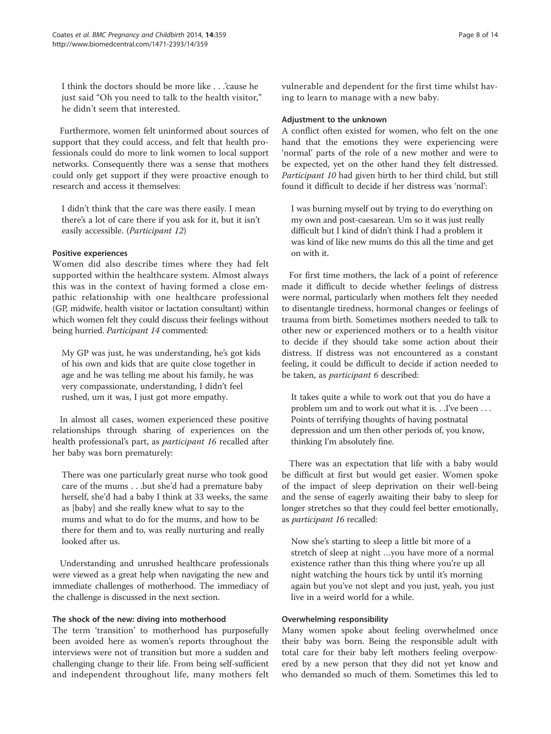> I think the doctors should be more like . . .'cause he just said "Oh you need to talk to the health visitor," he didn't seem that interested.

Furthermore, women felt uninformed about sources of support that they could access, and felt that health professionals could do more to link women to local support networks. Consequently there was a sense that mothers could only get support if they were proactive enough to research and access it themselves:

> I didn't think that the care was there easily. I mean there's a lot of care there if you ask for it, but it isn't easily accessible. (*Participant 12*)

#### Positive experiences

Women did also describe times where they had felt supported within the healthcare system. Almost always this was in the context of having formed a close empathic relationship with one healthcare professional (GP, midwife, health visitor or lactation consultant) within which women felt they could discuss their feelings without being hurried. *Participant 14* commented:

> My GP was just, he was understanding, he's got kids of his own and kids that are quite close together in age and he was telling me about his family, he was very compassionate, understanding, I didn't feel rushed, um it was, I just got more empathy.

In almost all cases, women experienced these positive relationships through sharing of experiences on the health professional's part, as *participant 16* recalled after her baby was born prematurely:

> There was one particularly great nurse who took good care of the mums . . .but she'd had a premature baby herself, she'd had a baby I think at 33 weeks, the same as [baby] and she really knew what to say to the mums and what to do for the mums, and how to be there for them and to, was really nurturing and really looked after us.

Understanding and unrushed healthcare professionals were viewed as a great help when navigating the new and immediate challenges of motherhood. The immediacy of the challenge is discussed in the next section.

### The shock of the new: diving into motherhood

The term 'transition' to motherhood has purposefully been avoided here as women's reports throughout the interviews were not of transition but more a sudden and challenging change to their life. From being self-sufficient and independent throughout life, many mothers felt vulnerable and dependent for the first time whilst having to learn to manage with a new baby.

#### Adjustment to the unknown

A conflict often existed for women, who felt on the one hand that the emotions they were experiencing were 'normal' parts of the role of a new mother and were to be expected, yet on the other hand they felt distressed. *Participant 10* had given birth to her third child, but still found it difficult to decide if her distress was 'normal':

> I was burning myself out by trying to do everything on my own and post-caesarean. Um so it was just really difficult but I kind of didn't think I had a problem it was kind of like new mums do this all the time and get on with it.

For first time mothers, the lack of a point of reference made it difficult to decide whether feelings of distress were normal, particularly when mothers felt they needed to disentangle tiredness, hormonal changes or feelings of trauma from birth. Sometimes mothers needed to talk to other new or experienced mothers or to a health visitor to decide if they should take some action about their distress. If distress was not encountered as a constant feeling, it could be difficult to decide if action needed to be taken, as *participant 6* described:

> It takes quite a while to work out that you do have a problem um and to work out what it is. . .I've been . . . Points of terrifying thoughts of having postnatal depression and um then other periods of, you know, thinking I'm absolutely fine.

There was an expectation that life with a baby would be difficult at first but would get easier. Women spoke of the impact of sleep deprivation on their well-being and the sense of eagerly awaiting their baby to sleep for longer stretches so that they could feel better emotionally, as *participant 16* recalled:

> Now she's starting to sleep a little bit more of a stretch of sleep at night …you have more of a normal existence rather than this thing where you're up all night watching the hours tick by until it's morning again but you've not slept and you just, yeah, you just live in a weird world for a while.

#### Overwhelming responsibility

Many women spoke about feeling overwhelmed once their baby was born. Being the responsible adult with total care for their baby left mothers feeling overpowered by a new person that they did not yet know and who demanded so much of them. Sometimes this led to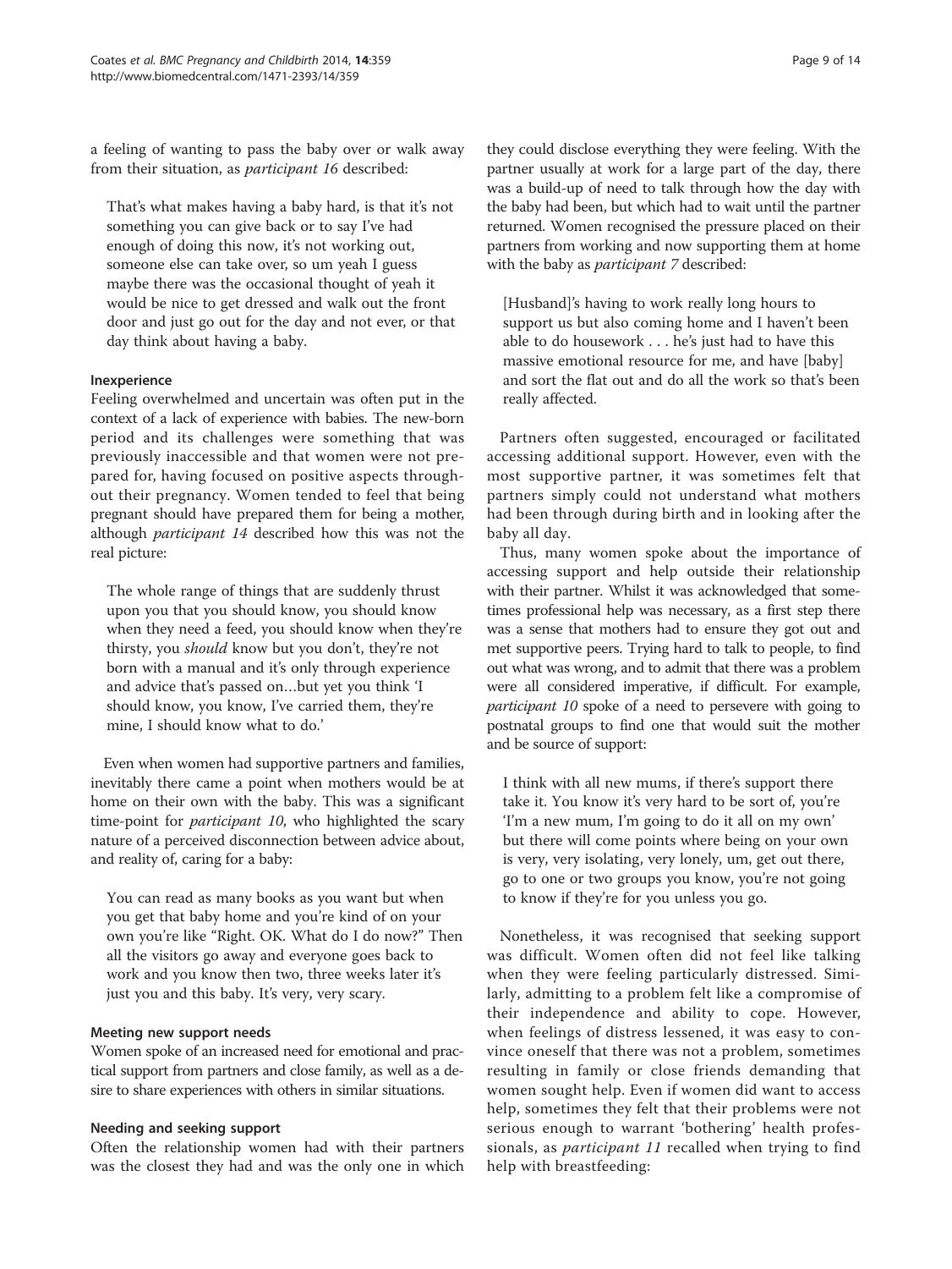a feeling of wanting to pass the baby over or walk away from their situation, as *participant 16* described:

> That's what makes having a baby hard, is that it's not something you can give back or to say I've had enough of doing this now, it's not working out, someone else can take over, so um yeah I guess maybe there was the occasional thought of yeah it would be nice to get dressed and walk out the front door and just go out for the day and not ever, or that day think about having a baby.

#### Inexperience

Feeling overwhelmed and uncertain was often put in the context of a lack of experience with babies. The new-born period and its challenges were something that was previously inaccessible and that women were not prepared for, having focused on positive aspects throughout their pregnancy. Women tended to feel that being pregnant should have prepared them for being a mother, although *participant 14* described how this was not the real picture:

> The whole range of things that are suddenly thrust upon you that you should know, you should know when they need a feed, you should know when they're thirsty, you *should* know but you don't, they're not born with a manual and it's only through experience and advice that's passed on…but yet you think 'I should know, you know, I've carried them, they're mine, I should know what to do.'

Even when women had supportive partners and families, inevitably there came a point when mothers would be at home on their own with the baby. This was a significant time-point for *participant 10*, who highlighted the scary nature of a perceived disconnection between advice about, and reality of, caring for a baby:

> You can read as many books as you want but when you get that baby home and you're kind of on your own you're like "Right. OK. What do I do now?" Then all the visitors go away and everyone goes back to work and you know then two, three weeks later it's just you and this baby. It's very, very scary.

### Meeting new support needs

Women spoke of an increased need for emotional and practical support from partners and close family, as well as a desire to share experiences with others in similar situations.

#### Needing and seeking support

Often the relationship women had with their partners was the closest they had and was the only one in which they could disclose everything they were feeling. With the partner usually at work for a large part of the day, there was a build-up of need to talk through how the day with the baby had been, but which had to wait until the partner returned. Women recognised the pressure placed on their partners from working and now supporting them at home with the baby as *participant 7* described:

> [Husband]'s having to work really long hours to support us but also coming home and I haven't been able to do housework . . . he's just had to have this massive emotional resource for me, and have [baby] and sort the flat out and do all the work so that's been really affected.

Partners often suggested, encouraged or facilitated accessing additional support. However, even with the most supportive partner, it was sometimes felt that partners simply could not understand what mothers had been through during birth and in looking after the baby all day.

Thus, many women spoke about the importance of accessing support and help outside their relationship with their partner. Whilst it was acknowledged that sometimes professional help was necessary, as a first step there was a sense that mothers had to ensure they got out and met supportive peers. Trying hard to talk to people, to find out what was wrong, and to admit that there was a problem were all considered imperative, if difficult. For example, *participant 10* spoke of a need to persevere with going to postnatal groups to find one that would suit the mother and be source of support:

> I think with all new mums, if there's support there take it. You know it's very hard to be sort of, you're 'I'm a new mum, I'm going to do it all on my own' but there will come points where being on your own is very, very isolating, very lonely, um, get out there, go to one or two groups you know, you're not going to know if they're for you unless you go.

Nonetheless, it was recognised that seeking support was difficult. Women often did not feel like talking when they were feeling particularly distressed. Similarly, admitting to a problem felt like a compromise of their independence and ability to cope. However, when feelings of distress lessened, it was easy to convince oneself that there was not a problem, sometimes resulting in family or close friends demanding that women sought help. Even if women did want to access help, sometimes they felt that their problems were not serious enough to warrant 'bothering' health professionals, as *participant 11* recalled when trying to find help with breastfeeding: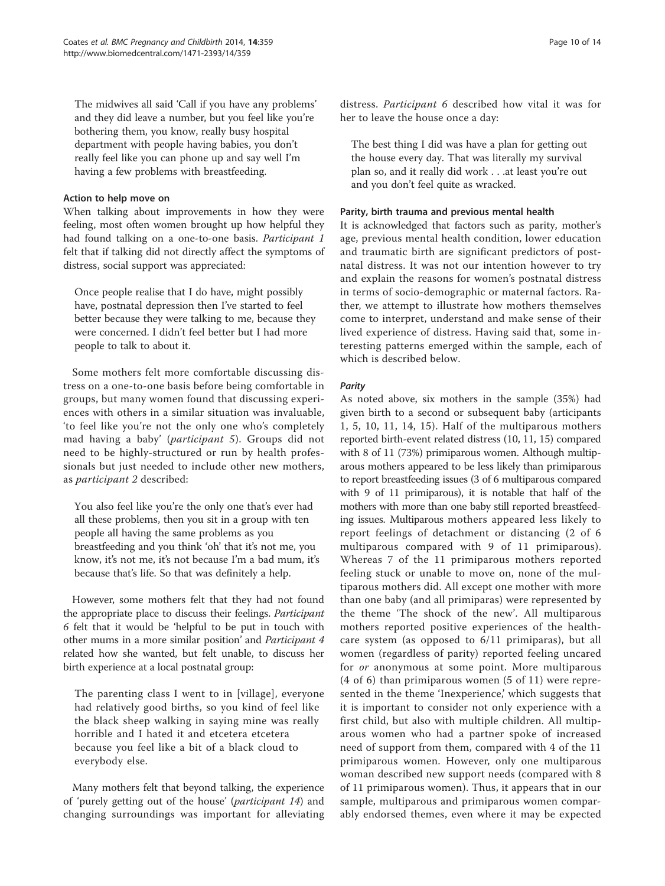> The midwives all said 'Call if you have any problems' and they did leave a number, but you feel like you're bothering them, you know, really busy hospital department with people having babies, you don't really feel like you can phone up and say well I'm having a few problems with breastfeeding.

#### Action to help move on

When talking about improvements in how they were feeling, most often women brought up how helpful they had found talking on a one-to-one basis. *Participant 1* felt that if talking did not directly affect the symptoms of distress, social support was appreciated:

> Once people realise that I do have, might possibly have, postnatal depression then I've started to feel better because they were talking to me, because they were concerned. I didn't feel better but I had more people to talk to about it.

Some mothers felt more comfortable discussing distress on a one-to-one basis before being comfortable in groups, but many women found that discussing experiences with others in a similar situation was invaluable, 'to feel like you're not the only one who's completely mad having a baby' (*participant 5*). Groups did not need to be highly-structured or run by health professionals but just needed to include other new mothers, as *participant 2* described:

> You also feel like you're the only one that's ever had all these problems, then you sit in a group with ten people all having the same problems as you breastfeeding and you think 'oh' that it's not me, you know, it's not me, it's not because I'm a bad mum, it's because that's life. So that was definitely a help.

However, some mothers felt that they had not found the appropriate place to discuss their feelings. *Participant 6* felt that it would be 'helpful to be put in touch with other mums in a more similar position' and *Participant 4* related how she wanted, but felt unable, to discuss her birth experience at a local postnatal group:

> The parenting class I went to in [village], everyone had relatively good births, so you kind of feel like the black sheep walking in saying mine was really horrible and I hated it and etcetera etcetera because you feel like a bit of a black cloud to everybody else.

Many mothers felt that beyond talking, the experience of 'purely getting out of the house' (*participant 14*) and changing surroundings was important for alleviating distress. *Participant 6* described how vital it was for her to leave the house once a day:

> The best thing I did was have a plan for getting out the house every day. That was literally my survival plan so, and it really did work . . .at least you're out and you don't feel quite as wracked.

#### Parity, birth trauma and previous mental health

It is acknowledged that factors such as parity, mother's age, previous mental health condition, lower education and traumatic birth are significant predictors of postnatal distress. It was not our intention however to try and explain the reasons for women's postnatal distress in terms of socio-demographic or maternal factors. Rather, we attempt to illustrate how mothers themselves come to interpret, understand and make sense of their lived experience of distress. Having said that, some interesting patterns emerged within the sample, each of which is described below.

##### *Parity*

As noted above, six mothers in the sample (35%) had given birth to a second or subsequent baby (articipants 1, 5, 10, 11, 14, 15). Half of the multiparous mothers reported birth-event related distress (10, 11, 15) compared with 8 of 11 (73%) primiparous women. Although multiparous mothers appeared to be less likely than primiparous to report breastfeeding issues (3 of 6 multiparous compared with 9 of 11 primiparous), it is notable that half of the mothers with more than one baby still reported breastfeeding issues. Multiparous mothers appeared less likely to report feelings of detachment or distancing (2 of 6 multiparous compared with 9 of 11 primiparous). Whereas 7 of the 11 primiparous mothers reported feeling stuck or unable to move on, none of the multiparous mothers did. All except one mother with more than one baby (and all primiparas) were represented by the theme 'The shock of the new'. All multiparous mothers reported positive experiences of the healthcare system (as opposed to 6/11 primiparas), but all women (regardless of parity) reported feeling uncared for *or* anonymous at some point. More multiparous (4 of 6) than primiparous women (5 of 11) were represented in the theme 'Inexperience,' which suggests that it is important to consider not only experience with a first child, but also with multiple children. All multiparous women who had a partner spoke of increased need of support from them, compared with 4 of the 11 primiparous women. However, only one multiparous woman described new support needs (compared with 8 of 11 primiparous women). Thus, it appears that in our sample, multiparous and primiparous women comparably endorsed themes, even where it may be expected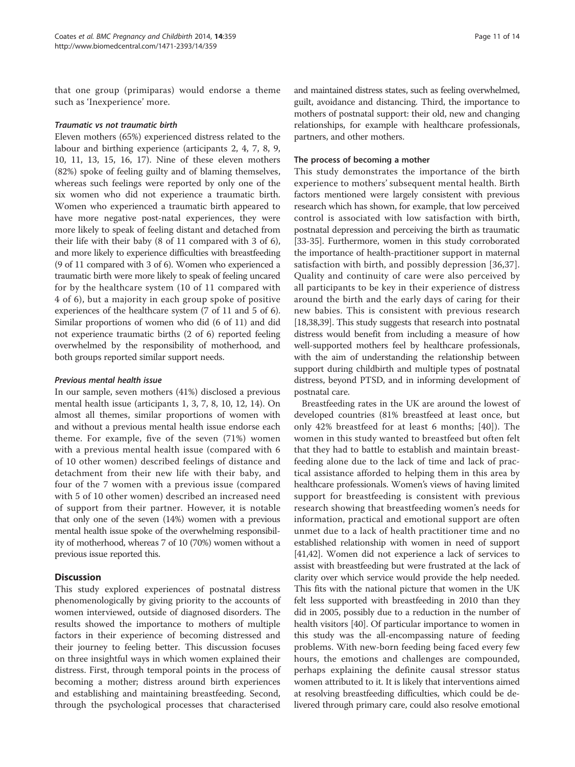that one group (primiparas) would endorse a theme such as 'Inexperience' more.

#### *Traumatic vs not traumatic birth*

Eleven mothers (65%) experienced distress related to the labour and birthing experience (articipants 2, 4, 7, 8, 9, 10, 11, 13, 15, 16, 17). Nine of these eleven mothers (82%) spoke of feeling guilty and of blaming themselves, whereas such feelings were reported by only one of the six women who did not experience a traumatic birth. Women who experienced a traumatic birth appeared to have more negative post-natal experiences, they were more likely to speak of feeling distant and detached from their life with their baby (8 of 11 compared with 3 of 6), and more likely to experience difficulties with breastfeeding (9 of 11 compared with 3 of 6). Women who experienced a traumatic birth were more likely to speak of feeling uncared for by the healthcare system (10 of 11 compared with 4 of 6), but a majority in each group spoke of positive experiences of the healthcare system (7 of 11 and 5 of 6). Similar proportions of women who did (6 of 11) and did not experience traumatic births (2 of 6) reported feeling overwhelmed by the responsibility of motherhood, and both groups reported similar support needs.

#### *Previous mental health issue*

In our sample, seven mothers (41%) disclosed a previous mental health issue (articipants 1, 3, 7, 8, 10, 12, 14). On almost all themes, similar proportions of women with and without a previous mental health issue endorse each theme. For example, five of the seven (71%) women with a previous mental health issue (compared with 6 of 10 other women) described feelings of distance and detachment from their new life with their baby, and four of the 7 women with a previous issue (compared with 5 of 10 other women) described an increased need of support from their partner. However, it is notable that only one of the seven (14%) women with a previous mental health issue spoke of the overwhelming responsibility of motherhood, whereas 7 of 10 (70%) women without a previous issue reported this.

## Discussion

This study explored experiences of postnatal distress phenomenologically by giving priority to the accounts of women interviewed, outside of diagnosed disorders. The results showed the importance to mothers of multiple factors in their experience of becoming distressed and their journey to feeling better. This discussion focuses on three insightful ways in which women explained their distress. First, through temporal points in the process of becoming a mother; distress around birth experiences and establishing and maintaining breastfeeding. Second, through the psychological processes that characterised and maintained distress states, such as feeling overwhelmed, guilt, avoidance and distancing. Third, the importance to mothers of postnatal support: their old, new and changing relationships, for example with healthcare professionals, partners, and other mothers.

### The process of becoming a mother

This study demonstrates the importance of the birth experience to mothers' subsequent mental health. Birth factors mentioned were largely consistent with previous research which has shown, for example, that low perceived control is associated with low satisfaction with birth, postnatal depression and perceiving the birth as traumatic [33-35]. Furthermore, women in this study corroborated the importance of health-practitioner support in maternal satisfaction with birth, and possibly depression [36,37]. Quality and continuity of care were also perceived by all participants to be key in their experience of distress around the birth and the early days of caring for their new babies. This is consistent with previous research [18,38,39]. This study suggests that research into postnatal distress would benefit from including a measure of how well-supported mothers feel by healthcare professionals, with the aim of understanding the relationship between support during childbirth and multiple types of postnatal distress, beyond PTSD, and in informing development of postnatal care.

Breastfeeding rates in the UK are around the lowest of developed countries (81% breastfeed at least once, but only 42% breastfeed for at least 6 months; [40]). The women in this study wanted to breastfeed but often felt that they had to battle to establish and maintain breastfeeding alone due to the lack of time and lack of practical assistance afforded to helping them in this area by healthcare professionals. Women's views of having limited support for breastfeeding is consistent with previous research showing that breastfeeding women's needs for information, practical and emotional support are often unmet due to a lack of health practitioner time and no established relationship with women in need of support [41,42]. Women did not experience a lack of services to assist with breastfeeding but were frustrated at the lack of clarity over which service would provide the help needed. This fits with the national picture that women in the UK felt less supported with breastfeeding in 2010 than they did in 2005, possibly due to a reduction in the number of health visitors [40]. Of particular importance to women in this study was the all-encompassing nature of feeding problems. With new-born feeding being faced every few hours, the emotions and challenges are compounded, perhaps explaining the definite causal stressor status women attributed to it. It is likely that interventions aimed at resolving breastfeeding difficulties, which could be delivered through primary care, could also resolve emotional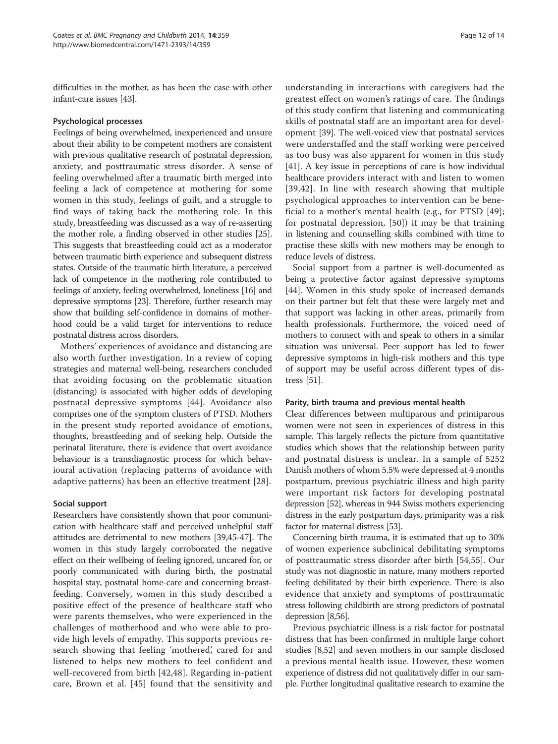difficulties in the mother, as has been the case with other infant-care issues [43].

### Psychological processes

Feelings of being overwhelmed, inexperienced and unsure about their ability to be competent mothers are consistent with previous qualitative research of postnatal depression, anxiety, and posttraumatic stress disorder. A sense of feeling overwhelmed after a traumatic birth merged into feeling a lack of competence at mothering for some women in this study, feelings of guilt, and a struggle to find ways of taking back the mothering role. In this study, breastfeeding was discussed as a way of re-asserting the mother role, a finding observed in other studies [25]. This suggests that breastfeeding could act as a moderator between traumatic birth experience and subsequent distress states. Outside of the traumatic birth literature, a perceived lack of competence in the mothering role contributed to feelings of anxiety, feeling overwhelmed, loneliness [16] and depressive symptoms [23]. Therefore, further research may show that building self-confidence in domains of motherhood could be a valid target for interventions to reduce postnatal distress across disorders.

Mothers' experiences of avoidance and distancing are also worth further investigation. In a review of coping strategies and maternal well-being, researchers concluded that avoiding focusing on the problematic situation (distancing) is associated with higher odds of developing postnatal depressive symptoms [44]. Avoidance also comprises one of the symptom clusters of PTSD. Mothers in the present study reported avoidance of emotions, thoughts, breastfeeding and of seeking help. Outside the perinatal literature, there is evidence that overt avoidance behaviour is a transdiagnostic process for which behavioural activation (replacing patterns of avoidance with adaptive patterns) has been an effective treatment [28].

### Social support

Researchers have consistently shown that poor communication with healthcare staff and perceived unhelpful staff attitudes are detrimental to new mothers [39,45-47]. The women in this study largely corroborated the negative effect on their wellbeing of feeling ignored, uncared for, or poorly communicated with during birth, the postnatal hospital stay, postnatal home-care and concerning breastfeeding. Conversely, women in this study described a positive effect of the presence of healthcare staff who were parents themselves, who were experienced in the challenges of motherhood and who were able to provide high levels of empathy. This supports previous research showing that feeling 'mothered', cared for and listened to helps new mothers to feel confident and well-recovered from birth [42,48]. Regarding in-patient care, Brown et al. [45] found that the sensitivity and understanding in interactions with caregivers had the greatest effect on women's ratings of care. The findings of this study confirm that listening and communicating skills of postnatal staff are an important area for development [39]. The well-voiced view that postnatal services were understaffed and the staff working were perceived as too busy was also apparent for women in this study [41]. A key issue in perceptions of care is how individual healthcare providers interact with and listen to women [39,42]. In line with research showing that multiple psychological approaches to intervention can be beneficial to a mother's mental health (e.g., for PTSD [49]; for postnatal depression, [50]) it may be that training in listening and counselling skills combined with time to practise these skills with new mothers may be enough to reduce levels of distress.

Social support from a partner is well-documented as being a protective factor against depressive symptoms [44]. Women in this study spoke of increased demands on their partner but felt that these were largely met and that support was lacking in other areas, primarily from health professionals. Furthermore, the voiced need of mothers to connect with and speak to others in a similar situation was universal. Peer support has led to fewer depressive symptoms in high-risk mothers and this type of support may be useful across different types of distress [51].

### Parity, birth trauma and previous mental health

Clear differences between multiparous and primiparous women were not seen in experiences of distress in this sample. This largely reflects the picture from quantitative studies which shows that the relationship between parity and postnatal distress is unclear. In a sample of 5252 Danish mothers of whom 5.5% were depressed at 4 months postpartum, previous psychiatric illness and high parity were important risk factors for developing postnatal depression [52], whereas in 944 Swiss mothers experiencing distress in the early postpartum days, primiparity was a risk factor for maternal distress [53].

Concerning birth trauma, it is estimated that up to 30% of women experience subclinical debilitating symptoms of posttraumatic stress disorder after birth [54,55]. Our study was not diagnostic in nature, many mothers reported feeling debilitated by their birth experience. There is also evidence that anxiety and symptoms of posttraumatic stress following childbirth are strong predictors of postnatal depression [8,56].

Previous psychiatric illness is a risk factor for postnatal distress that has been confirmed in multiple large cohort studies [8,52] and seven mothers in our sample disclosed a previous mental health issue. However, these women experience of distress did not qualitatively differ in our sample. Further longitudinal qualitative research to examine the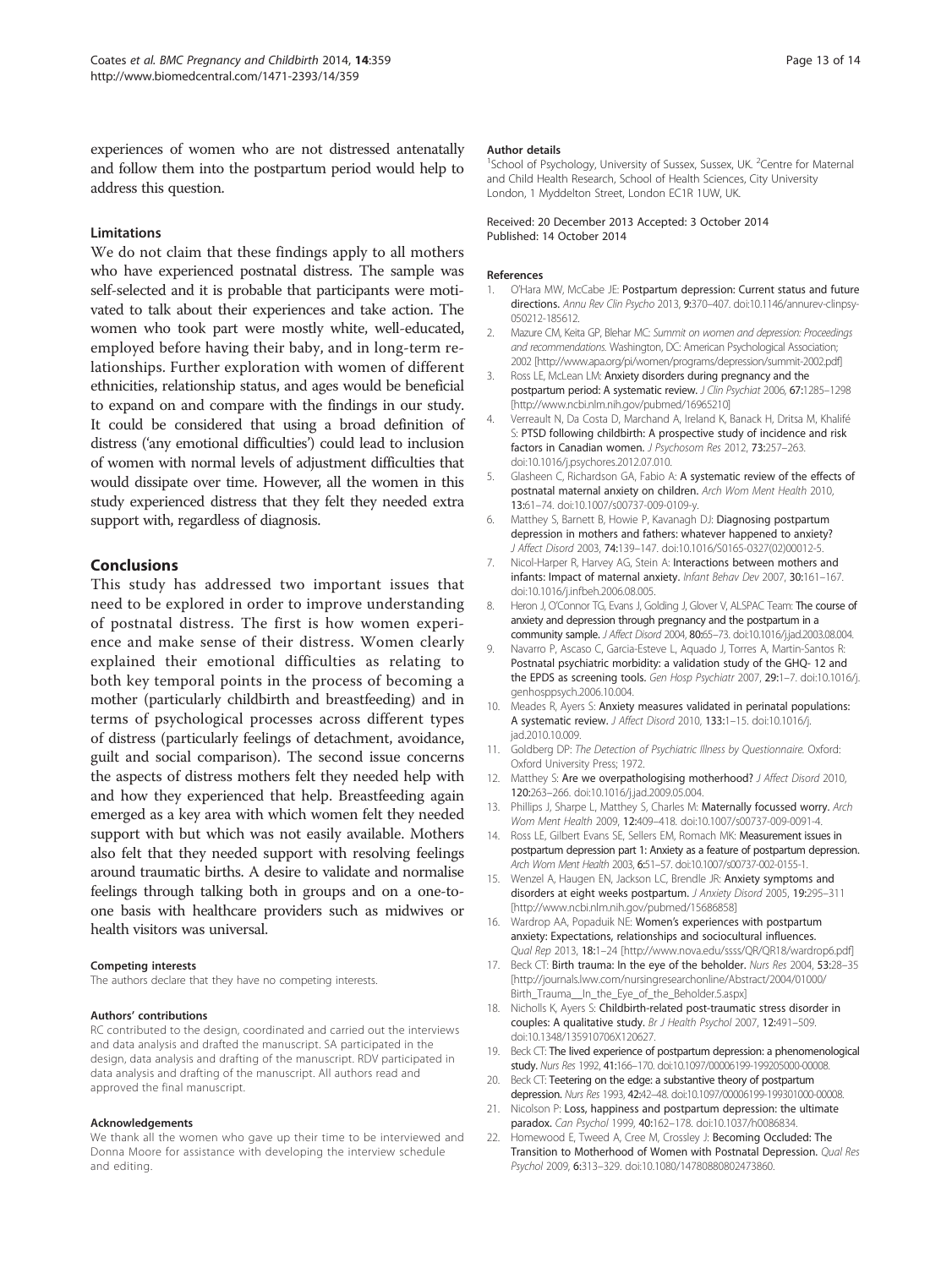experiences of women who are not distressed antenatally and follow them into the postpartum period would help to address this question.

### Limitations

We do not claim that these findings apply to all mothers who have experienced postnatal distress. The sample was self-selected and it is probable that participants were motivated to talk about their experiences and take action. The women who took part were mostly white, well-educated, employed before having their baby, and in long-term relationships. Further exploration with women of different ethnicities, relationship status, and ages would be beneficial to expand on and compare with the findings in our study. It could be considered that using a broad definition of distress ('any emotional difficulties') could lead to inclusion of women with normal levels of adjustment difficulties that would dissipate over time. However, all the women in this study experienced distress that they felt they needed extra support with, regardless of diagnosis.

## Conclusions

This study has addressed two important issues that need to be explored in order to improve understanding of postnatal distress. The first is how women experience and make sense of their distress. Women clearly explained their emotional difficulties as relating to both key temporal points in the process of becoming a mother (particularly childbirth and breastfeeding) and in terms of psychological processes across different types of distress (particularly feelings of detachment, avoidance, guilt and social comparison). The second issue concerns the aspects of distress mothers felt they needed help with and how they experienced that help. Breastfeeding again emerged as a key area with which women felt they needed support with but which was not easily available. Mothers also felt that they needed support with resolving feelings around traumatic births. A desire to validate and normalise feelings through talking both in groups and on a one-to-one basis with healthcare providers such as midwives or health visitors was universal.

#### Competing interests

The authors declare that they have no competing interests.

#### Authors' contributions

RC contributed to the design, coordinated and carried out the interviews and data analysis and drafted the manuscript. SA participated in the design, data analysis and drafting of the manuscript. RDV participated in data analysis and drafting of the manuscript. All authors read and approved the final manuscript.

#### Acknowledgements

We thank all the women who gave up their time to be interviewed and Donna Moore for assistance with developing the interview schedule and editing.

#### Author details

[1]School of Psychology, University of Sussex, Sussex, UK. [2]Centre for Maternal and Child Health Research, School of Health Sciences, City University London, 1 Myddelton Street, London EC1R 1UW, UK.

Received: 20 December 2013 Accepted: 3 October 2014
Published: 14 October 2014

#### References

1. O'Hara MW, McCabe JE: **Postpartum depression: Current status and future directions.** *Annu Rev Clin Psycho* 2013, **9:**370–407. doi:10.1146/annurev-clinpsy-050212-185612.
2. Mazure CM, Keita GP, Blehar MC: *Summit on women and depression: Proceedings and recommendations.* Washington, DC: American Psychological Association; 2002 [http://www.apa.org/pi/women/programs/depression/summit-2002.pdf]
3. Ross LE, McLean LM: **Anxiety disorders during pregnancy and the postpartum period: A systematic review.** *J Clin Psychiat* 2006, **67:**1285–1298 [http://www.ncbi.nlm.nih.gov/pubmed/16965210]
4. Verreault N, Da Costa D, Marchand A, Ireland K, Banack H, Dritsa M, Khalifé S: **PTSD following childbirth: A prospective study of incidence and risk factors in Canadian women.** *J Psychosom Res* 2012, **73:**257–263. doi:10.1016/j.psychores.2012.07.010.
5. Glasheen C, Richardson GA, Fabio A: **A systematic review of the effects of postnatal maternal anxiety on children.** *Arch Wom Ment Health* 2010, **13:**61–74. doi:10.1007/s00737-009-0109-y.
6. Matthey S, Barnett B, Howie P, Kavanagh DJ: **Diagnosing postpartum depression in mothers and fathers: whatever happened to anxiety?** *J Affect Disord* 2003, **74:**139–147. doi:10.1016/S0165-0327(02)00012-5.
7. Nicol-Harper R, Harvey AG, Stein A: **Interactions between mothers and infants: Impact of maternal anxiety.** *Infant Behav Dev* 2007, **30:**161–167. doi:10.1016/j.infbeh.2006.08.005.
8. Heron J, O'Connor TG, Evans J, Golding J, Glover V, ALSPAC Team: **The course of anxiety and depression through pregnancy and the postpartum in a community sample.** *J Affect Disord* 2004, **80:**65–73. doi:10.1016/j.jad.2003.08.004.
9. Navarro P, Ascaso C, Garcia-Esteve L, Aguado J, Torres A, Martin-Santos R: **Postnatal psychiatric morbidity: a validation study of the GHQ- 12 and the EPDS as screening tools.** *Gen Hosp Psychiatr* 2007, **29:**1–7. doi:10.1016/j.genhosppsych.2006.10.004.
10. Meades R, Ayers S: **Anxiety measures validated in perinatal populations: A systematic review.** *J Affect Disord* 2010, **133:**1–15. doi:10.1016/j.jad.2010.10.009.
11. Goldberg DP: *The Detection of Psychiatric Illness by Questionnaire.* Oxford: Oxford University Press; 1972.
12. Matthey S: **Are we overpathologising motherhood?** *J Affect Disord* 2010, **120:**263–266. doi:10.1016/j.jad.2009.05.004.
13. Phillips J, Sharpe L, Matthey S, Charles M: **Maternally focussed worry.** *Arch Wom Ment Health* 2009, **12:**409–418. doi:10.1007/s00737-009-0091-4.
14. Ross LE, Gilbert Evans SE, Sellers EM, Romach MK: **Measurement issues in postpartum depression part 1: Anxiety as a feature of postpartum depression.** *Arch Wom Ment Health* 2003, **6:**51–57. doi:10.1007/s00737-002-0155-1.
15. Wenzel A, Haugen EN, Jackson LC, Brendle JR: **Anxiety symptoms and disorders at eight weeks postpartum.** *J Anxiety Disord* 2005, **19:**295–311 [http://www.ncbi.nlm.nih.gov/pubmed/15686858]
16. Wardrop AA, Popaduik NE: **Women's experiences with postpartum anxiety: Expectations, relationships and sociocultural influences.** *Qual Rep* 2013, **18:**1–24 [http://www.nova.edu/ssss/QR/QR18/wardrop6.pdf]
17. Beck CT: **Birth trauma: In the eye of the beholder.** *Nurs Res* 2004, **53:**28–35 [http://journals.lww.com/nursingresearchonline/Abstract/2004/01000/Birth_Trauma__In_the_Eye_of_the_Beholder.5.aspx]
18. Nicholls K, Ayers S: **Childbirth-related post-traumatic stress disorder in couples: A qualitative study.** *Br J Health Psychol* 2007, **12:**491–509. doi:10.1348/135910706X120627.
19. Beck CT: **The lived experience of postpartum depression: a phenomenological study.** *Nurs Res* 1992, **41:**166–170. doi:10.1097/00006199-199205000-00008.
20. Beck CT: **Teetering on the edge: a substantive theory of postpartum depression.** *Nurs Res* 1993, **42:**42–48. doi:10.1097/00006199-199301000-00008.
21. Nicolson P: **Loss, happiness and postpartum depression: the ultimate paradox.** *Can Psychol* 1999, **40:**162–178. doi:10.1037/h0086834.
22. Homewood E, Tweed A, Cree M, Crossley J: **Becoming Occluded: The Transition to Motherhood of Women with Postnatal Depression.** *Qual Res Psychol* 2009, **6:**313–329. doi:10.1080/14780880802473860.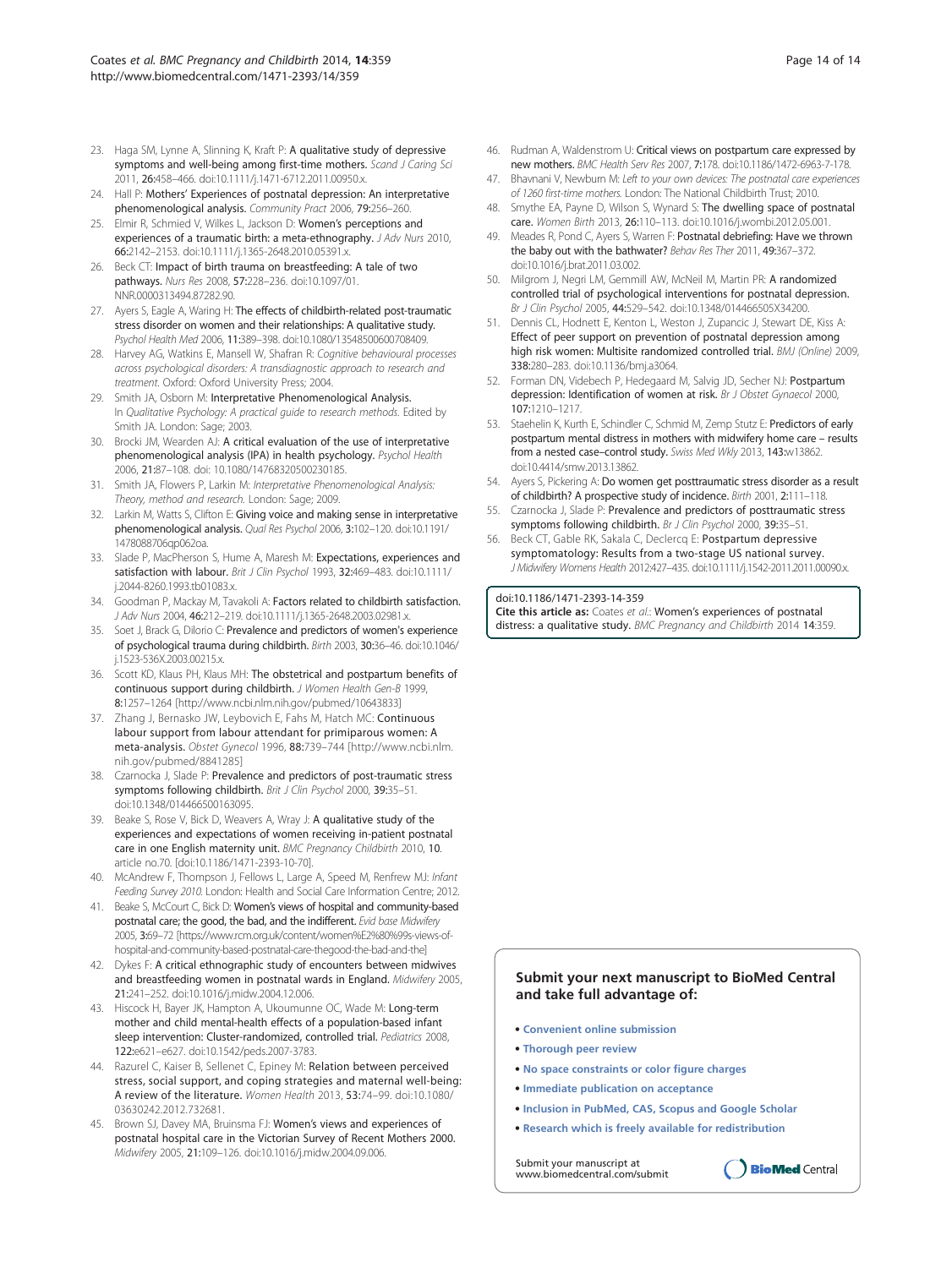23. Haga SM, Lynne A, Slinning K, Kraft P: **A qualitative study of depressive symptoms and well-being among first-time mothers.** *Scand J Caring Sci* 2011, **26:**458–466. doi:10.1111/j.1471-6712.2011.00950.x.
24. Hall P: **Mothers' Experiences of postnatal depression: An interpretative phenomenological analysis.** *Community Pract* 2006, **79:**256–260.
25. Elmir R, Schmied V, Wilkes L, Jackson D: **Women's perceptions and experiences of a traumatic birth: a meta-ethnography.** *J Adv Nurs* 2010, **66:**2142–2153. doi:10.1111/j.1365-2648.2010.05391.x.
26. Beck CT: **Impact of birth trauma on breastfeeding: A tale of two pathways.** *Nurs Res* 2008, **57:**228–236. doi:10.1097/01.NNR.0000313494.87282.90.
27. Ayers S, Eagle A, Waring H: **The effects of childbirth-related post-traumatic stress disorder on women and their relationships: A qualitative study.** *Psychol Health Med* 2006, **11:**389–398. doi:10.1080/13548500600708409.
28. Harvey AG, Watkins E, Mansell W, Shafran R: *Cognitive behavioural processes across psychological disorders: A transdiagnostic approach to research and treatment.* Oxford: Oxford University Press; 2004.
29. Smith JA, Osborn M: **Interpretative Phenomenological Analysis.** In *Qualitative Psychology: A practical guide to research methods.* Edited by Smith JA. London: Sage; 2003.
30. Brocki JM, Wearden AJ: **A critical evaluation of the use of interpretative phenomenological analysis (IPA) in health psychology.** *Psychol Health* 2006, **21:**87–108. doi: 10.1080/14768320500230185.
31. Smith JA, Flowers P, Larkin M: *Interpretative Phenomenological Analysis: Theory, method and research.* London: Sage; 2009.
32. Larkin M, Watts S, Clifton E: **Giving voice and making sense in interpretative phenomenological analysis.** *Qual Res Psychol* 2006, **3:**102–120. doi:10.1191/1478088706qp062oa.
33. Slade P, MacPherson S, Hume A, Maresh M: **Expectations, experiences and satisfaction with labour.** *Brit J Clin Psychol* 1993, **32:**469–483. doi:10.1111/j.2044-8260.1993.tb01083.x.
34. Goodman P, Mackay M, Tavakoli A: **Factors related to childbirth satisfaction.** *J Adv Nurs* 2004, **46:**212–219. doi:10.1111/j.1365-2648.2003.02981.x.
35. Soet J, Brack G, Dilorio C: **Prevalence and predictors of women's experience of psychological trauma during childbirth.** *Birth* 2003, **30:**36–46. doi:10.1046/j.1523-536X.2003.00215.x.
36. Scott KD, Klaus PH, Klaus MH: **The obstetrical and postpartum benefits of continuous support during childbirth.** *J Women Health Gen-B* 1999, **8:**1257–1264 [http://www.ncbi.nlm.nih.gov/pubmed/10643833]
37. Zhang J, Bernasko JW, Leybovich E, Fahs M, Hatch MC: **Continuous labour support from labour attendant for primiparous women: A meta-analysis.** *Obstet Gynecol* 1996, **88:**739–744 [http://www.ncbi.nlm.nih.gov/pubmed/8841285]
38. Czarnocka J, Slade P: **Prevalence and predictors of post-traumatic stress symptoms following childbirth.** *Brit J Clin Psychol* 2000, **39:**35–51. doi:10.1348/014466500163095.
39. Beake S, Rose V, Bick D, Weavers A, Wray J: **A qualitative study of the experiences and expectations of women receiving in-patient postnatal care in one English maternity unit.** *BMC Pregnancy Childbirth* 2010, **10**. article no.70. [doi:10.1186/1471-2393-10-70].
40. McAndrew F, Thompson J, Fellows L, Large A, Speed M, Renfrew MJ: *Infant Feeding Survey 2010.* London: Health and Social Care Information Centre; 2012.
41. Beake S, McCourt C, Bick D: **Women's views of hospital and community-based postnatal care; the good, the bad, and the indifferent.** *Evid base Midwifery* 2005, **3:**69–72 [https://www.rcm.org.uk/content/women%E2%80%99s-views-of-hospital-and-community-based-postnatal-care-thegood-the-bad-and-the]
42. Dykes F: **A critical ethnographic study of encounters between midwives and breastfeeding women in postnatal wards in England.** *Midwifery* 2005, **21:**241–252. doi:10.1016/j.midw.2004.12.006.
43. Hiscock H, Bayer JK, Hampton A, Ukoumunne OC, Wade M: **Long-term mother and child mental-health effects of a population-based infant sleep intervention: Cluster-randomized, controlled trial.** *Pediatrics* 2008, **122:**e621–e627. doi:10.1542/peds.2007-3783.
44. Razurel C, Kaiser B, Sellenet C, Epiney M: **Relation between perceived stress, social support, and coping strategies and maternal well-being: A review of the literature.** *Women Health* 2013, **53:**74–99. doi:10.1080/03630242.2012.732681.
45. Brown SJ, Davey MA, Bruinsma FJ: **Women's views and experiences of postnatal hospital care in the Victorian Survey of Recent Mothers 2000.** *Midwifery* 2005, **21:**109–126. doi:10.1016/j.midw.2004.09.006.
46. Rudman A, Waldenstrom U: **Critical views on postpartum care expressed by new mothers.** *BMC Health Serv Res* 2007, **7:**178. doi:10.1186/1472-6963-7-178.
47. Bhavnani V, Newburn M: *Left to your own devices: The postnatal care experiences of 1260 first-time mothers.* London: The National Childbirth Trust; 2010.
48. Smythe EA, Payne D, Wilson S, Wynard S: **The dwelling space of postnatal care.** *Women Birth* 2013, **26:**110–113. doi:10.1016/j.wombi.2012.05.001.
49. Meades R, Pond C, Ayers S, Warren F: **Postnatal debriefing: Have we thrown the baby out with the bathwater?** *Behav Res Ther* 2011, **49:**367–372. doi:10.1016/j.brat.2011.03.002.
50. Milgrom J, Negri LM, Gemmill AW, McNeil M, Martin PR: **A randomized controlled trial of psychological interventions for postnatal depression.** *Br J Clin Psychol* 2005, **44:**529–542. doi:10.1348/014466505X34200.
51. Dennis CL, Hodnett E, Kenton L, Weston J, Zupancic J, Stewart DE, Kiss A: **Effect of peer support on prevention of postnatal depression among high risk women: Multisite randomized controlled trial.** *BMJ (Online)* 2009, **338:**280–283. doi:10.1136/bmj.a3064.
52. Forman DN, Videbech P, Hedegaard M, Salvig JD, Secher NJ: **Postpartum depression: Identification of women at risk.** *Br J Obstet Gynaecol* 2000, **107:**1210–1217.
53. Staehelin K, Kurth E, Schindler C, Schmid M, Zemp Stutz E: **Predictors of early postpartum mental distress in mothers with midwifery home care – results from a nested case–control study.** *Swiss Med Wkly* 2013, **143:**w13862. doi:10.4414/smw.2013.13862.
54. Ayers S, Pickering A: **Do women get posttraumatic stress disorder as a result of childbirth? A prospective study of incidence.** *Birth* 2001, **2:**111–118.
55. Czarnocka J, Slade P: **Prevalence and predictors of posttraumatic stress symptoms following childbirth.** *Br J Clin Psychol* 2000, **39:**35–51.
56. Beck CT, Gable RK, Sakala C, Declercq E: **Postpartum depressive symptomatology: Results from a two-stage US national survey.** *J Midwifery Womens Health* 2012:427–435. doi:10.1111/j.1542-2011.2011.00090.x.

doi:10.1186/1471-2393-14-359

**Cite this article as:** Coates *et al.*: Women's experiences of postnatal distress: a qualitative study. *BMC Pregnancy and Childbirth* 2014 **14**:359.

**Submit your next manuscript to BioMed Central and take full advantage of:**

- **Convenient online submission**
- **Thorough peer review**
- **No space constraints or color figure charges**
- **Immediate publication on acceptance**
- **Inclusion in PubMed, CAS, Scopus and Google Scholar**
- **Research which is freely available for redistribution**

Submit your manuscript at
www.biomedcentral.com/submit